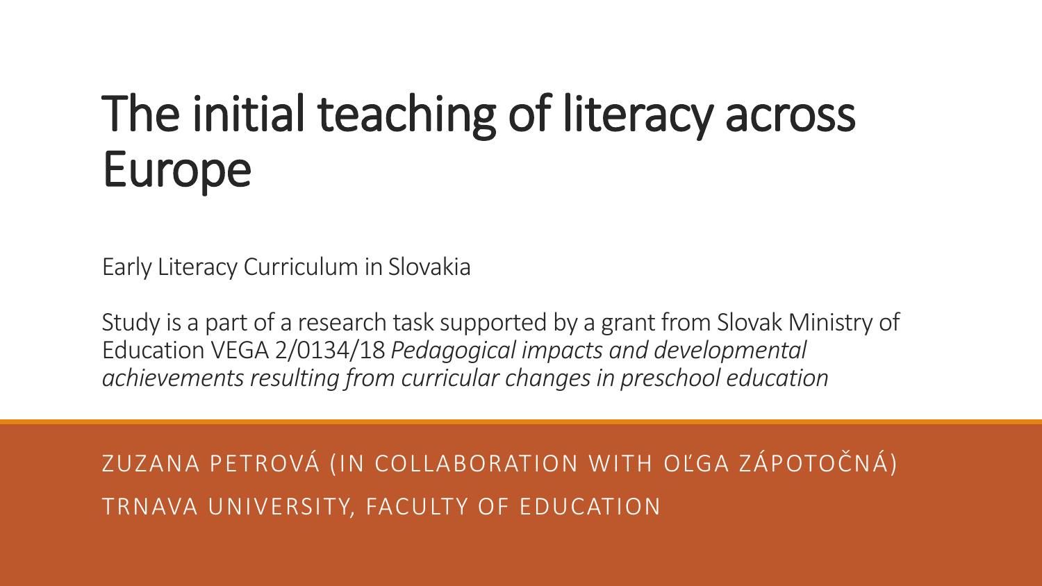# The initial teaching of literacy across Europe

Early Literacy Curriculum in Slovakia

Study is a part of a research task supported by a grant from Slovak Ministry of Education VEGA 2/0134/18 *Pedagogical impacts and developmental achievements resulting from curricular changes in preschool education*

ZUZANA PETROVÁ (IN COLLABORATION WITH OĽGA ZÁPOTOČNÁ)

TRNAVA UNIVERSITY, FACULTY OF EDUCATION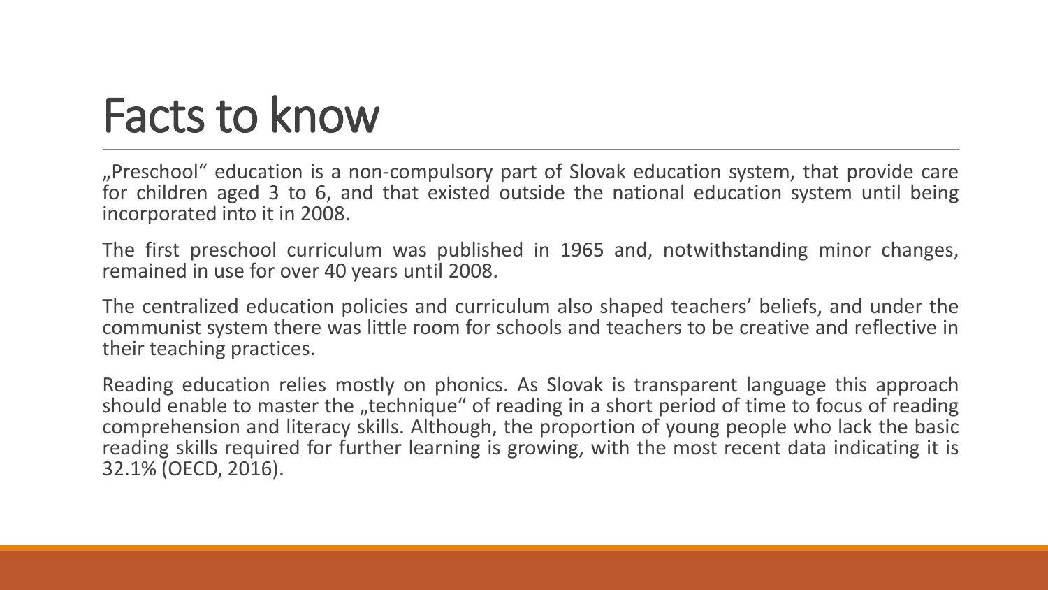# Facts to know

„Preschool“ education is a non-compulsory part of Slovak education system, that provide care for children aged 3 to 6, and that existed outside the national education system until being incorporated into it in 2008.

The first preschool curriculum was published in 1965 and, notwithstanding minor changes, remained in use for over 40 years until 2008.

The centralized education policies and curriculum also shaped teachers' beliefs, and under the communist system there was little room for schools and teachers to be creative and reflective in their teaching practices.

Reading education relies mostly on phonics. As Slovak is transparent language this approach should enable to master the „technique“ of reading in a short period of time to focus of reading comprehension and literacy skills. Although, the proportion of young people who lack the basic reading skills required for further learning is growing, with the most recent data indicating it is 32.1% (OECD, 2016).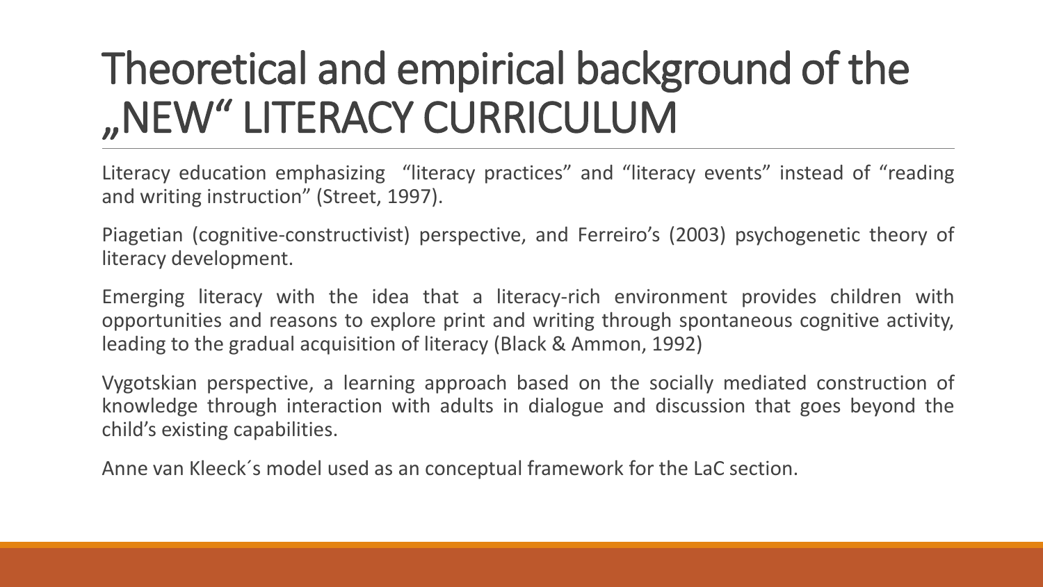# Theoretical and empirical background of the „NEW" LITERACY CURRICULUM

Literacy education emphasizing "literacy practices" and "literacy events" instead of "reading and writing instruction" (Street, 1997).

Piagetian (cognitive-constructivist) perspective, and Ferreiro's (2003) psychogenetic theory of literacy development.

Emerging literacy with the idea that a literacy-rich environment provides children with opportunities and reasons to explore print and writing through spontaneous cognitive activity, leading to the gradual acquisition of literacy (Black & Ammon, 1992)

Vygotskian perspective, a learning approach based on the socially mediated construction of knowledge through interaction with adults in dialogue and discussion that goes beyond the child's existing capabilities.

Anne van Kleeck´s model used as an conceptual framework for the LaC section.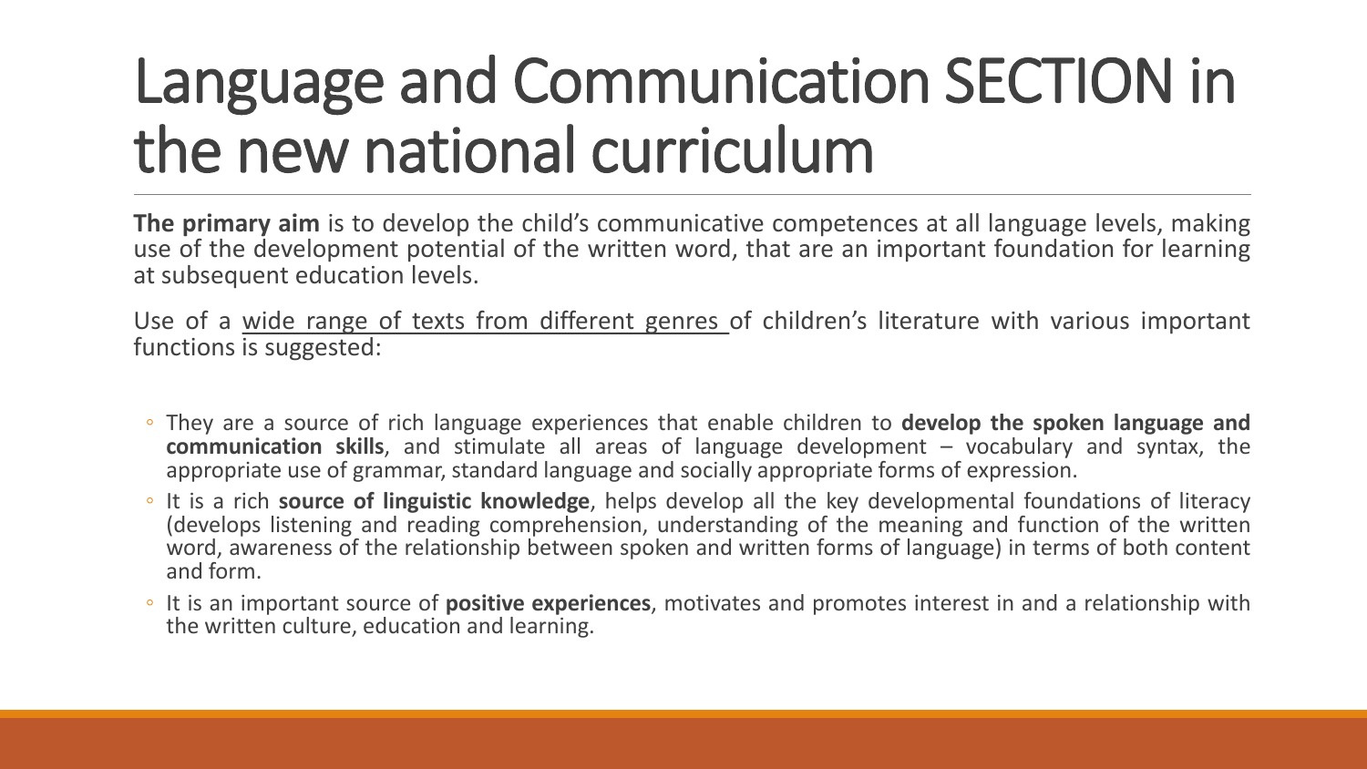# Language and Communication SECTION in the new national curriculum

**The primary aim** is to develop the child's communicative competences at all language levels, making use of the development potential of the written word, that are an important foundation for learning at subsequent education levels.

Use of a <u>wide range of texts from different genres </u>of children's literature with various important functions is suggested:

- They are a source of rich language experiences that enable children to **develop the spoken language and communication skills**, and stimulate all areas of language development – vocabulary and syntax, the appropriate use of grammar, standard language and socially appropriate forms of expression.
- It is a rich **source of linguistic knowledge**, helps develop all the key developmental foundations of literacy (develops listening and reading comprehension, understanding of the meaning and function of the written word, awareness of the relationship between spoken and written forms of language) in terms of both content and form.
- It is an important source of **positive experiences**, motivates and promotes interest in and a relationship with the written culture, education and learning.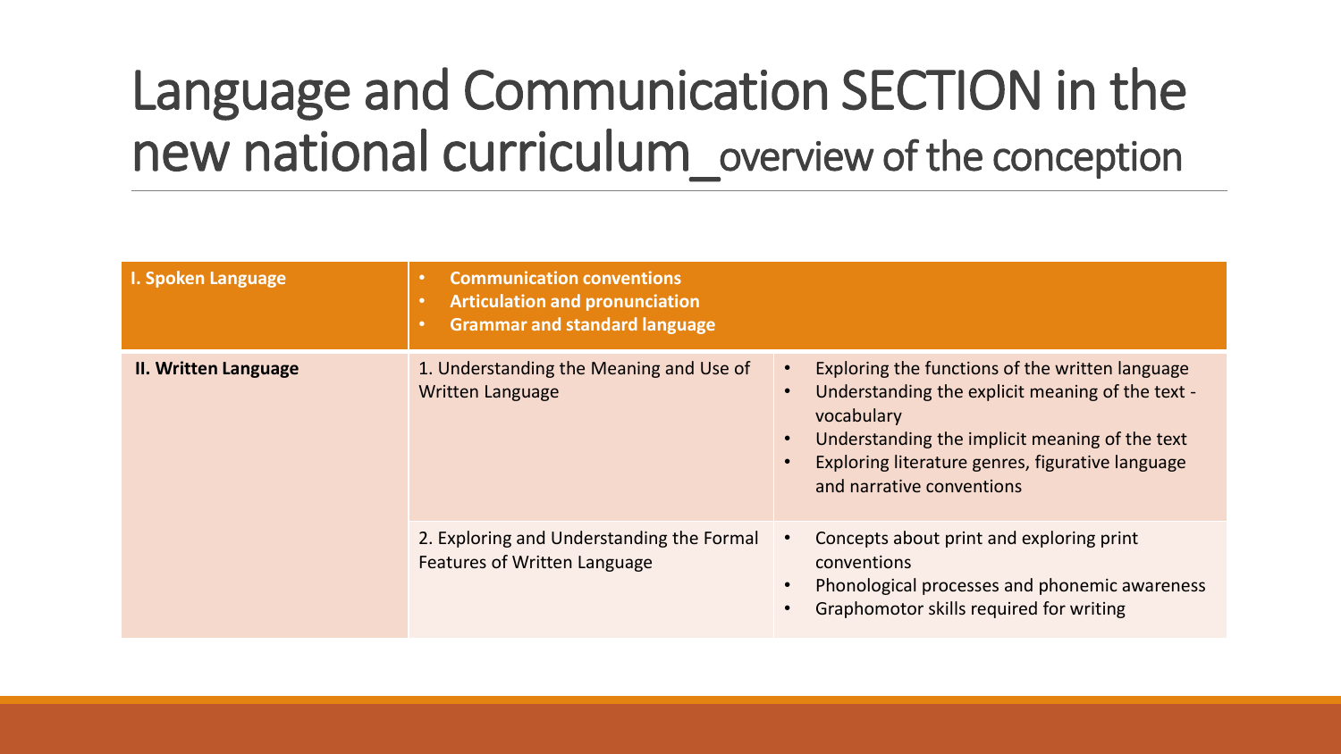# Language and Communication SECTION in the new national curriculum_overview of the conception

| | | |
|---|---|---|
| **I. Spoken Language** | • **Communication conventions**<br>• **Articulation and pronunciation**<br>• **Grammar and standard language** | |
| **II. Written Language** | 1. Understanding the Meaning and Use of Written Language | • Exploring the functions of the written language<br>• Understanding the explicit meaning of the text - vocabulary<br>• Understanding the implicit meaning of the text<br>• Exploring literature genres, figurative language and narrative conventions |
| | 2. Exploring and Understanding the Formal Features of Written Language | • Concepts about print and exploring print conventions<br>• Phonological processes and phonemic awareness<br>• Graphomotor skills required for writing |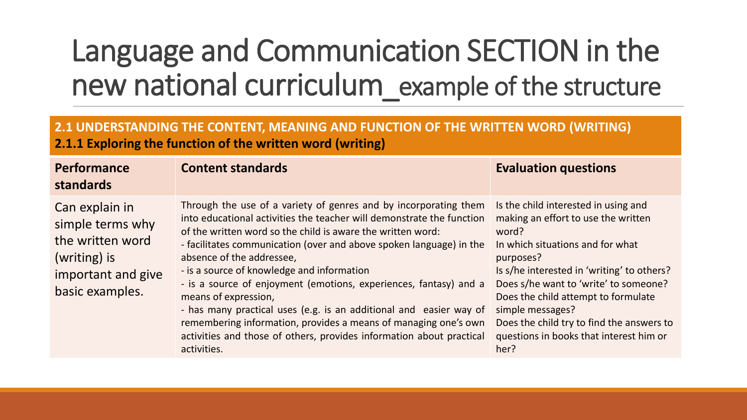# Language and Communication SECTION in the new national curriculum_example of the structure

**2.1 UNDERSTANDING THE CONTENT, MEANING AND FUNCTION OF THE WRITTEN WORD (WRITING)**
**2.1.1 Exploring the function of the written word (writing)**

| Performance standards | Content standards | Evaluation questions |
|---|---|---|
| Can explain in simple terms why the written word (writing) is important and give basic examples. | Through the use of a variety of genres and by incorporating them into educational activities the teacher will demonstrate the function of the written word so the child is aware the written word:<br>- facilitates communication (over and above spoken language) in the absence of the addressee,<br>- is a source of knowledge and information<br>- is a source of enjoyment (emotions, experiences, fantasy) and a means of expression,<br>- has many practical uses (e.g. is an additional and easier way of remembering information, provides a means of managing one's own activities and those of others, provides information about practical activities. | Is the child interested in using and making an effort to use the written word?<br>In which situations and for what purposes?<br>Is s/he interested in 'writing' to others?<br>Does s/he want to 'write' to someone?<br>Does the child attempt to formulate simple messages?<br>Does the child try to find the answers to questions in books that interest him or her? |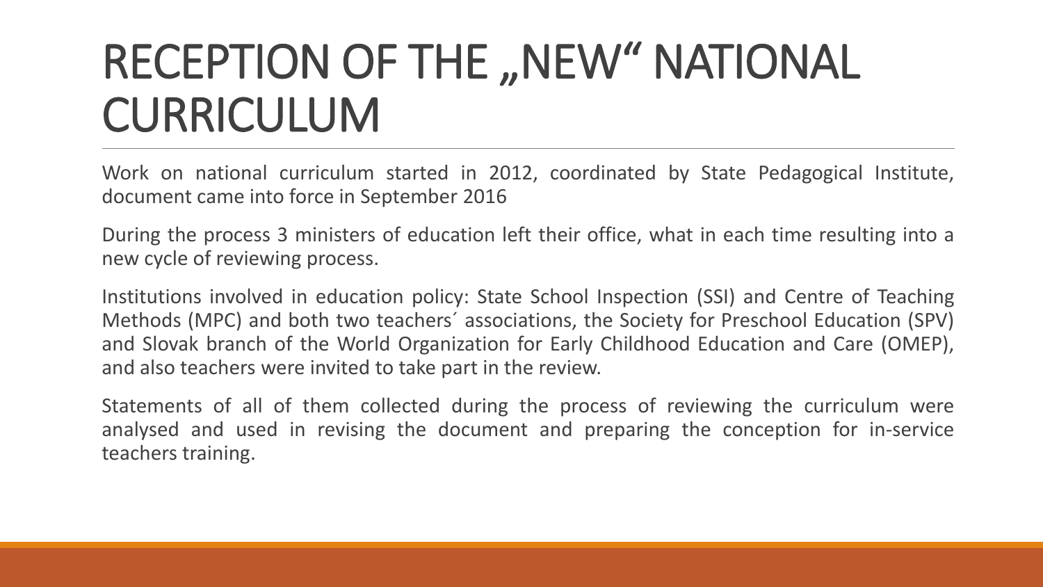# RECEPTION OF THE „NEW" NATIONAL CURRICULUM

Work on national curriculum started in 2012, coordinated by State Pedagogical Institute, document came into force in September 2016

During the process 3 ministers of education left their office, what in each time resulting into a new cycle of reviewing process.

Institutions involved in education policy: State School Inspection (SSI) and Centre of Teaching Methods (MPC) and both two teachers´ associations, the Society for Preschool Education (SPV) and Slovak branch of the World Organization for Early Childhood Education and Care (OMEP), and also teachers were invited to take part in the review.

Statements of all of them collected during the process of reviewing the curriculum were analysed and used in revising the document and preparing the conception for in-service teachers training.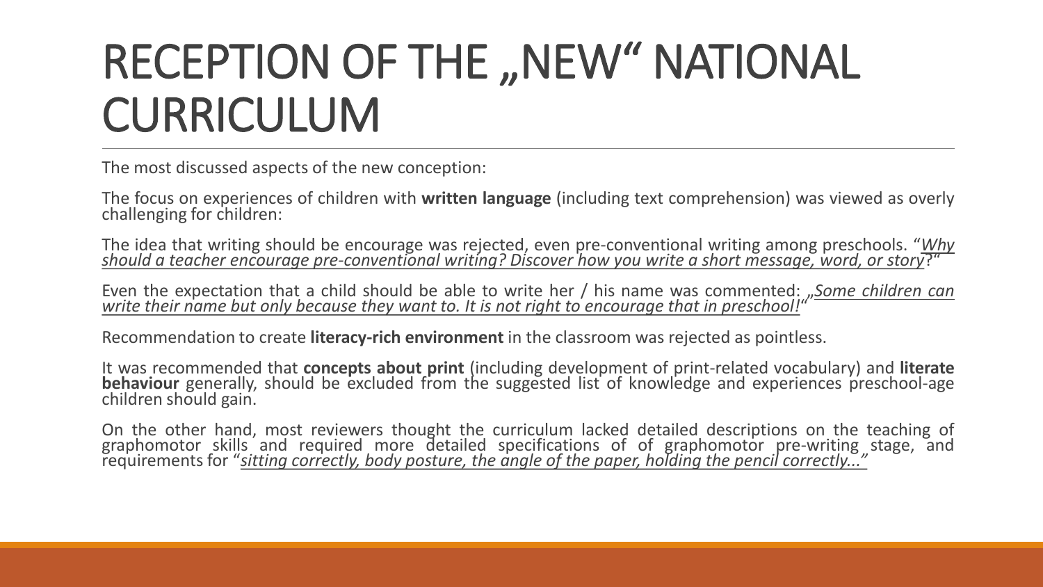# RECEPTION OF THE „NEW" NATIONAL CURRICULUM

The most discussed aspects of the new conception:

The focus on experiences of children with **written language** (including text comprehension) was viewed as overly challenging for children:

The idea that writing should be encourage was rejected, even pre-conventional writing among preschools. "*Why should a teacher encourage pre-conventional writing? Discover how you write a short message, word, or story*?"

Even the expectation that a child should be able to write her / his name was commented: „*Some children can write their name but only because they want to. It is not right to encourage that in preschool!*"

Recommendation to create **literacy-rich environment** in the classroom was rejected as pointless.

It was recommended that **concepts about print** (including development of print-related vocabulary) and **literate behaviour** generally, should be excluded from the suggested list of knowledge and experiences preschool-age children should gain.

On the other hand, most reviewers thought the curriculum lacked detailed descriptions on the teaching of graphomotor skills and required more detailed specifications of of graphomotor pre-writing stage, and requirements for "*sitting correctly, body posture, the angle of the paper, holding the pencil correctly..."*